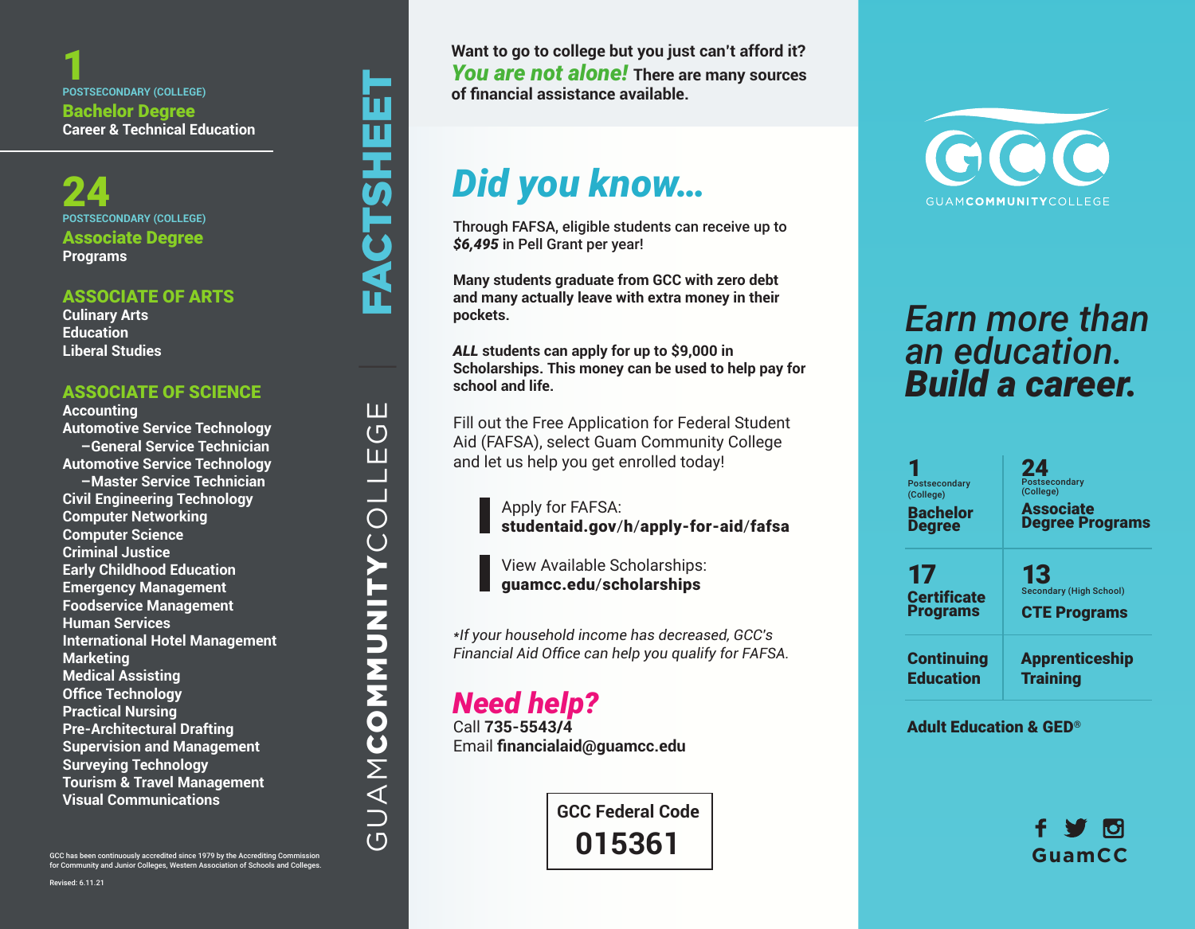# 1

POSTSECONDARY (COLLEGE)

**Bachelor Degree**

Career & Technical Education

# 24

POSTSECONDARY (COLLEGE)

**Associate Degree**

Programs

## ASSOCIATE OF ARTS

- Culinary Arts
- Education
- Liberal Studies

## ASSOCIATE OF SCIENCE

- Accounting
- Automotive Service Technology
  - –General Service Technician
- Automotive Service Technology
  - –Master Service Technician
- Civil Engineering Technology
- Computer Networking
- Computer Science
- Criminal Justice
- Early Childhood Education
- Emergency Management
- Foodservice Management
- Human Services
- International Hotel Management
- Marketing
- Medical Assisting
- Office Technology
- Practical Nursing
- Pre-Architectural Drafting
- Supervision and Management
- Surveying Technology
- Tourism & Travel Management
- Visual Communications

GCC has been continuously accredited since 1979 by the Accrediting Commission for Community and Junior Colleges, Western Association of Schools and Colleges.

Revised: 6.11.21

**FACTSHEET**

GUAM**COMMUNITY**COLLEGE

**Want to go to college but you just can't afford it? *You are not alone!* There are many sources of financial assistance available.**

## *Did you know...*

Through FAFSA, eligible students can receive up to ***$6,495*** in Pell Grant per year!

**Many students graduate from GCC with zero debt and many actually leave with extra money in their pockets.**

***ALL* students can apply for up to $9,000 in Scholarships. This money can be used to help pay for school and life.**

Fill out the Free Application for Federal Student Aid (FAFSA), select Guam Community College and let us help you get enrolled today!

Apply for FAFSA:
**studentaid.gov/h/apply-for-aid/fafsa**

View Available Scholarships:
**guamcc.edu/scholarships**

**If your household income has decreased, GCC's Financial Aid Office can help you qualify for FAFSA.*

## *Need help?*

Call **735-5543/4**
Email **financialaid@guamcc.edu**

**GCC Federal Code**
**015361**

GCC
GUAM**COMMUNITY**COLLEGE

## *Earn more than an education.* ***Build a career.***

| | |
|---|---|
| **1** Postsecondary (College) **Bachelor Degree** | **24** Postsecondary (College) **Associate Degree Programs** |
| **17** **Certificate Programs** | **13** Secondary (High School) **CTE Programs** |
| **Continuing Education** | **Apprenticeship Training** |

**Adult Education & GED®**

GuamCC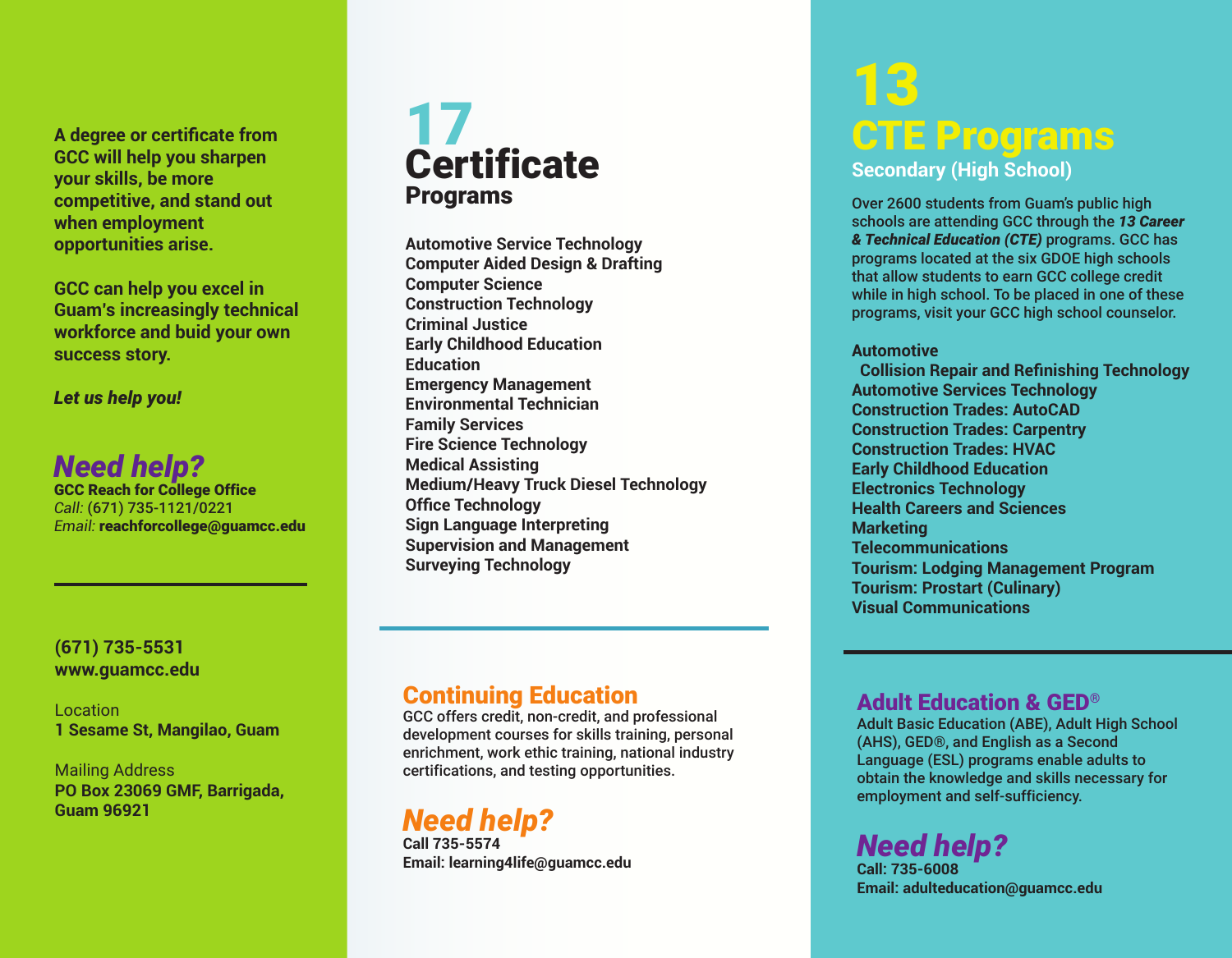**A degree or certificate from GCC will help you sharpen your skills, be more competitive, and stand out when employment opportunities arise.**

**GCC can help you excel in Guam's increasingly technical workforce and buid your own success story.**

***Let us help you!***

## *Need help?*

**GCC Reach for College Office**
*Call:* (671) 735-1121/0221
*Email:* **reachforcollege@guamcc.edu**

**(671) 735-5531**
**www.guamcc.edu**

Location
**1 Sesame St, Mangilao, Guam**

Mailing Address
**PO Box 23069 GMF, Barrigada, Guam 96921**

# 17 Certificate Programs

**Automotive Service Technology**
**Computer Aided Design & Drafting**
**Computer Science**
**Construction Technology**
**Criminal Justice**
**Early Childhood Education**
**Education**
**Emergency Management**
**Environmental Technician**
**Family Services**
**Fire Science Technology**
**Medical Assisting**
**Medium/Heavy Truck Diesel Technology**
**Office Technology**
**Sign Language Interpreting**
**Supervision and Management**
**Surveying Technology**

## Continuing Education

GCC offers credit, non-credit, and professional development courses for skills training, personal enrichment, work ethic training, national industry certifications, and testing opportunities.

## *Need help?*

**Call 735-5574**
**Email: learning4life@guamcc.edu**

# 13 CTE Programs

## Secondary (High School)

Over 2600 students from Guam's public high schools are attending GCC through the ***13 Career & Technical Education (CTE)*** programs. GCC has programs located at the six GDOE high schools that allow students to earn GCC college credit while in high school. To be placed in one of these programs, visit your GCC high school counselor.

**Automotive Collision Repair and Refinishing Technology**
**Automotive Services Technology**
**Construction Trades: AutoCAD**
**Construction Trades: Carpentry**
**Construction Trades: HVAC**
**Early Childhood Education**
**Electronics Technology**
**Health Careers and Sciences**
**Marketing**
**Telecommunications**
**Tourism: Lodging Management Program**
**Tourism: Prostart (Culinary)**
**Visual Communications**

## Adult Education & GED®

Adult Basic Education (ABE), Adult High School (AHS), GED®, and English as a Second Language (ESL) programs enable adults to obtain the knowledge and skills necessary for employment and self-sufficiency.

## *Need help?*

**Call: 735-6008**
**Email: adulteducation@guamcc.edu**